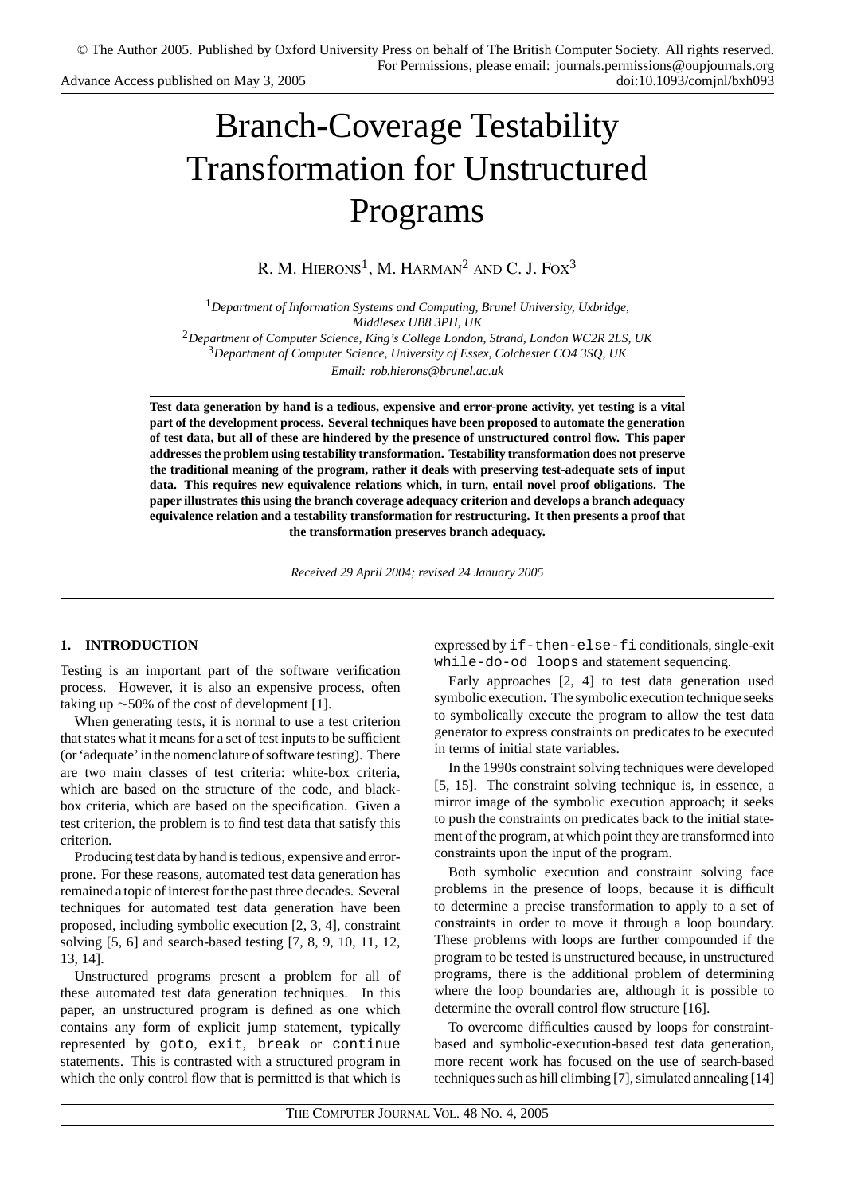# Branch-Coverage Testability Transformation for Unstructured Programs

R. M. Hierons[1], M. Harman[2] and C. J. Fox[3]

[1]*Department of Information Systems and Computing, Brunel University, Uxbridge, Middlesex UB8 3PH, UK*
[2]*Department of Computer Science, King's College London, Strand, London WC2R 2LS, UK*
[3]*Department of Computer Science, University of Essex, Colchester CO4 3SQ, UK*
*Email: rob.hierons@brunel.ac.uk*

**Test data generation by hand is a tedious, expensive and error-prone activity, yet testing is a vital part of the development process. Several techniques have been proposed to automate the generation of test data, but all of these are hindered by the presence of unstructured control flow. This paper addresses the problem using testability transformation. Testability transformation does not preserve the traditional meaning of the program, rather it deals with preserving test-adequate sets of input data. This requires new equivalence relations which, in turn, entail novel proof obligations. The paper illustrates this using the branch coverage adequacy criterion and develops a branch adequacy equivalence relation and a testability transformation for restructuring. It then presents a proof that the transformation preserves branch adequacy.**

*Received 29 April 2004; revised 24 January 2005*

## 1. INTRODUCTION

Testing is an important part of the software verification process. However, it is also an expensive process, often taking up ~50% of the cost of development [1].

When generating tests, it is normal to use a test criterion that states what it means for a set of test inputs to be sufficient (or 'adequate' in the nomenclature of software testing). There are two main classes of test criteria: white-box criteria, which are based on the structure of the code, and black-box criteria, which are based on the specification. Given a test criterion, the problem is to find test data that satisfy this criterion.

Producing test data by hand is tedious, expensive and error-prone. For these reasons, automated test data generation has remained a topic of interest for the past three decades. Several techniques for automated test data generation have been proposed, including symbolic execution [2, 3, 4], constraint solving [5, 6] and search-based testing [7, 8, 9, 10, 11, 12, 13, 14].

Unstructured programs present a problem for all of these automated test data generation techniques. In this paper, an unstructured program is defined as one which contains any form of explicit jump statement, typically represented by `goto`, `exit`, `break` or `continue` statements. This is contrasted with a structured program in which the only control flow that is permitted is that which is expressed by `if-then-else-fi` conditionals, single-exit `while-do-od loops` and statement sequencing.

Early approaches [2, 4] to test data generation used symbolic execution. The symbolic execution technique seeks to symbolically execute the program to allow the test data generator to express constraints on predicates to be executed in terms of initial state variables.

In the 1990s constraint solving techniques were developed [5, 15]. The constraint solving technique is, in essence, a mirror image of the symbolic execution approach; it seeks to push the constraints on predicates back to the initial statement of the program, at which point they are transformed into constraints upon the input of the program.

Both symbolic execution and constraint solving face problems in the presence of loops, because it is difficult to determine a precise transformation to apply to a set of constraints in order to move it through a loop boundary. These problems with loops are further compounded if the program to be tested is unstructured because, in unstructured programs, there is the additional problem of determining where the loop boundaries are, although it is possible to determine the overall control flow structure [16].

To overcome difficulties caused by loops for constraint-based and symbolic-execution-based test data generation, more recent work has focused on the use of search-based techniques such as hill climbing [7], simulated annealing [14]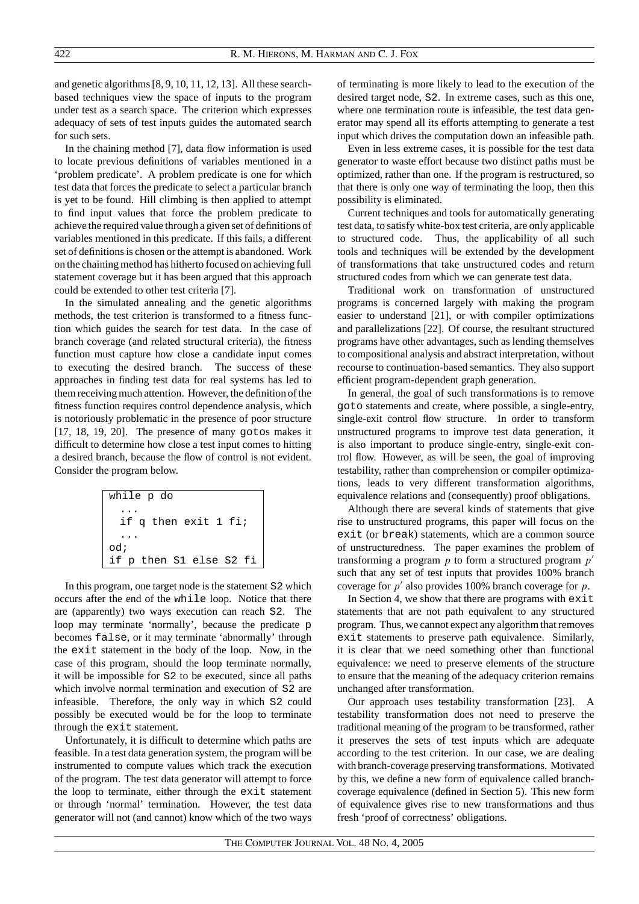and genetic algorithms [8, 9, 10, 11, 12, 13]. All these search-based techniques view the space of inputs to the program under test as a search space. The criterion which expresses adequacy of sets of test inputs guides the automated search for such sets.

In the chaining method [7], data flow information is used to locate previous definitions of variables mentioned in a 'problem predicate'. A problem predicate is one for which test data that forces the predicate to select a particular branch is yet to be found. Hill climbing is then applied to attempt to find input values that force the problem predicate to achieve the required value through a given set of definitions of variables mentioned in this predicate. If this fails, a different set of definitions is chosen or the attempt is abandoned. Work on the chaining method has hitherto focused on achieving full statement coverage but it has been argued that this approach could be extended to other test criteria [7].

In the simulated annealing and the genetic algorithms methods, the test criterion is transformed to a fitness function which guides the search for test data. In the case of branch coverage (and related structural criteria), the fitness function must capture how close a candidate input comes to executing the desired branch. The success of these approaches in finding test data for real systems has led to them receiving much attention. However, the definition of the fitness function requires control dependence analysis, which is notoriously problematic in the presence of poor structure [17, 18, 19, 20]. The presence of many `goto`s makes it difficult to determine how close a test input comes to hitting a desired branch, because the flow of control is not evident. Consider the program below.

```
while p do
  ...
  if q then exit 1 fi;
  ...
od;
if p then S1 else S2 fi
```

In this program, one target node is the statement `S2` which occurs after the end of the `while` loop. Notice that there are (apparently) two ways execution can reach `S2`. The loop may terminate 'normally', because the predicate `p` becomes `false`, or it may terminate 'abnormally' through the `exit` statement in the body of the loop. Now, in the case of this program, should the loop terminate normally, it will be impossible for `S2` to be executed, since all paths which involve normal termination and execution of `S2` are infeasible. Therefore, the only way in which `S2` could possibly be executed would be for the loop to terminate through the `exit` statement.

Unfortunately, it is difficult to determine which paths are feasible. In a test data generation system, the program will be instrumented to compute values which track the execution of the program. The test data generator will attempt to force the loop to terminate, either through the `exit` statement or through 'normal' termination. However, the test data generator will not (and cannot) know which of the two ways of terminating is more likely to lead to the execution of the desired target node, `S2`. In extreme cases, such as this one, where one termination route is infeasible, the test data generator may spend all its efforts attempting to generate a test input which drives the computation down an infeasible path.

Even in less extreme cases, it is possible for the test data generator to waste effort because two distinct paths must be optimized, rather than one. If the program is restructured, so that there is only one way of terminating the loop, then this possibility is eliminated.

Current techniques and tools for automatically generating test data, to satisfy white-box test criteria, are only applicable to structured code. Thus, the applicability of all such tools and techniques will be extended by the development of transformations that take unstructured codes and return structured codes from which we can generate test data.

Traditional work on transformation of unstructured programs is concerned largely with making the program easier to understand [21], or with compiler optimizations and parallelizations [22]. Of course, the resultant structured programs have other advantages, such as lending themselves to compositional analysis and abstract interpretation, without recourse to continuation-based semantics. They also support efficient program-dependent graph generation.

In general, the goal of such transformations is to remove `goto` statements and create, where possible, a single-entry, single-exit control flow structure. In order to transform unstructured programs to improve test data generation, it is also important to produce single-entry, single-exit control flow. However, as will be seen, the goal of improving testability, rather than comprehension or compiler optimizations, leads to very different transformation algorithms, equivalence relations and (consequently) proof obligations.

Although there are several kinds of statements that give rise to unstructured programs, this paper will focus on the `exit` (or `break`) statements, which are a common source of unstructuredness. The paper examines the problem of transforming a program $p$ to form a structured program $p'$ such that any set of test inputs that provides 100% branch coverage for $p'$ also provides 100% branch coverage for $p$.

In Section 4, we show that there are programs with `exit` statements that are not path equivalent to any structured program. Thus, we cannot expect any algorithm that removes `exit` statements to preserve path equivalence. Similarly, it is clear that we need something other than functional equivalence: we need to preserve elements of the structure to ensure that the meaning of the adequacy criterion remains unchanged after transformation.

Our approach uses testability transformation [23]. A testability transformation does not need to preserve the traditional meaning of the program to be transformed, rather it preserves the sets of test inputs which are adequate according to the test criterion. In our case, we are dealing with branch-coverage preserving transformations. Motivated by this, we define a new form of equivalence called branch-coverage equivalence (defined in Section 5). This new form of equivalence gives rise to new transformations and thus fresh 'proof of correctness' obligations.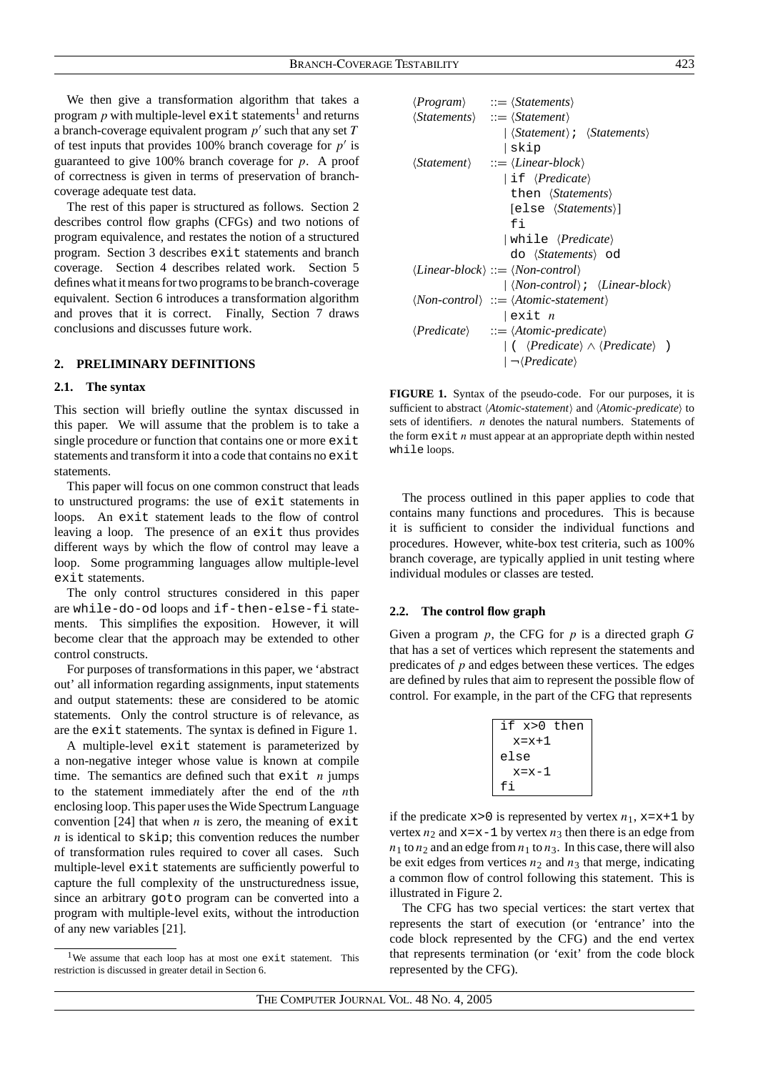We then give a transformation algorithm that takes a program $p$ with multiple-level `exit` statements[1] and returns a branch-coverage equivalent program $p'$ such that any set $T$ of test inputs that provides 100% branch coverage for $p'$ is guaranteed to give 100% branch coverage for $p$. A proof of correctness is given in terms of preservation of branch-coverage adequate test data.

The rest of this paper is structured as follows. Section 2 describes control flow graphs (CFGs) and two notions of program equivalence, and restates the notion of a structured program. Section 3 describes `exit` statements and branch coverage. Section 4 describes related work. Section 5 defines what it means for two programs to be branch-coverage equivalent. Section 6 introduces a transformation algorithm and proves that it is correct. Finally, Section 7 draws conclusions and discusses future work.

## 2. PRELIMINARY DEFINITIONS

### 2.1. The syntax

This section will briefly outline the syntax discussed in this paper. We will assume that the problem is to take a single procedure or function that contains one or more `exit` statements and transform it into a code that contains no `exit` statements.

This paper will focus on one common construct that leads to unstructured programs: the use of `exit` statements in loops. An `exit` statement leads to the flow of control leaving a loop. The presence of an `exit` thus provides different ways by which the flow of control may leave a loop. Some programming languages allow multiple-level `exit` statements.

The only control structures considered in this paper are `while-do-od` loops and `if-then-else-fi` statements. This simplifies the exposition. However, it will become clear that the approach may be extended to other control constructs.

For purposes of transformations in this paper, we 'abstract out' all information regarding assignments, input statements and output statements: these are considered to be atomic statements. Only the control structure is of relevance, as are the `exit` statements. The syntax is defined in Figure 1.

A multiple-level `exit` statement is parameterized by a non-negative integer whose value is known at compile time. The semantics are defined such that `exit` $n$ jumps to the statement immediately after the end of the $n$th enclosing loop. This paper uses the Wide Spectrum Language convention [24] that when $n$ is zero, the meaning of `exit` $n$ is identical to `skip`; this convention reduces the number of transformation rules required to cover all cases. Such multiple-level `exit` statements are sufficiently powerful to capture the full complexity of the unstructuredness issue, since an arbitrary `goto` program can be converted into a program with multiple-level exits, without the introduction of any new variables [21].

[1] We assume that each loop has at most one `exit` statement. This restriction is discussed in greater detail in Section 6.

```
⟨Program⟩      ::= ⟨Statements⟩
⟨Statements⟩   ::= ⟨Statement⟩
                 | ⟨Statement⟩; ⟨Statements⟩
                 | skip
⟨Statement⟩    ::= ⟨Linear-block⟩
                 | if ⟨Predicate⟩
                   then ⟨Statements⟩
                   [else ⟨Statements⟩]
                   fi
                 | while ⟨Predicate⟩
                   do ⟨Statements⟩ od
⟨Linear-block⟩ ::= ⟨Non-control⟩
                 | ⟨Non-control⟩; ⟨Linear-block⟩
⟨Non-control⟩  ::= ⟨Atomic-statement⟩
                 | exit n
⟨Predicate⟩    ::= ⟨Atomic-predicate⟩
                 | ( ⟨Predicate⟩ ∧ ⟨Predicate⟩ )
                 | ¬⟨Predicate⟩
```

**FIGURE 1.** Syntax of the pseudo-code. For our purposes, it is sufficient to abstract ⟨*Atomic-statement*⟩ and ⟨*Atomic-predicate*⟩ to sets of identifiers. $n$ denotes the natural numbers. Statements of the form `exit` $n$ must appear at an appropriate depth within nested `while` loops.

The process outlined in this paper applies to code that contains many functions and procedures. This is because it is sufficient to consider the individual functions and procedures. However, white-box test criteria, such as 100% branch coverage, are typically applied in unit testing where individual modules or classes are tested.

### 2.2. The control flow graph

Given a program $p$, the CFG for $p$ is a directed graph $G$ that has a set of vertices which represent the statements and predicates of $p$ and edges between these vertices. The edges are defined by rules that aim to represent the possible flow of control. For example, in the part of the CFG that represents

```
if x>0 then
  x=x+1
else
  x=x-1
fi
```

if the predicate `x>0` is represented by vertex $n_1$, `x=x+1` by vertex $n_2$ and `x=x-1` by vertex $n_3$ then there is an edge from $n_1$ to $n_2$ and an edge from $n_1$ to $n_3$. In this case, there will also be exit edges from vertices $n_2$ and $n_3$ that merge, indicating a common flow of control following this statement. This is illustrated in Figure 2.

The CFG has two special vertices: the start vertex that represents the start of execution (or 'entrance' into the code block represented by the CFG) and the end vertex that represents termination (or 'exit' from the code block represented by the CFG).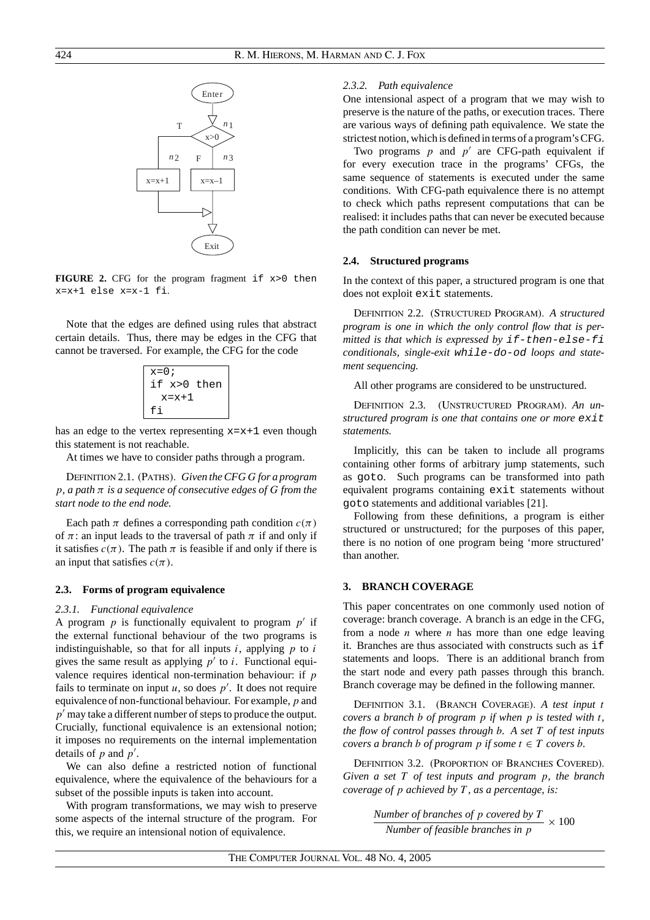**FIGURE 2.** CFG for the program fragment `if x>0 then x=x+1 else x=x-1 fi`.

Note that the edges are defined using rules that abstract certain details. Thus, there may be edges in the CFG that cannot be traversed. For example, the CFG for the code

```
x=0;
if x>0 then
  x=x+1
fi
```

has an edge to the vertex representing `x=x+1` even though this statement is not reachable.

At times we have to consider paths through a program.

DEFINITION 2.1. (PATHS). *Given the CFG G for a program p, a path $\pi$ is a sequence of consecutive edges of G from the start node to the end node.*

Each path $\pi$ defines a corresponding path condition $c(\pi)$ of $\pi$: an input leads to the traversal of path $\pi$ if and only if it satisfies $c(\pi)$. The path $\pi$ is feasible if and only if there is an input that satisfies $c(\pi)$.

### 2.3. Forms of program equivalence

#### 2.3.1. Functional equivalence

A program $p$ is functionally equivalent to program $p'$ if the external functional behaviour of the two programs is indistinguishable, so that for all inputs $i$, applying $p$ to $i$ gives the same result as applying $p'$ to $i$. Functional equivalence requires identical non-termination behaviour: if $p$ fails to terminate on input $u$, so does $p'$. It does not require equivalence of non-functional behaviour. For example, $p$ and $p'$ may take a different number of steps to produce the output. Crucially, functional equivalence is an extensional notion; it imposes no requirements on the internal implementation details of $p$ and $p'$.

We can also define a restricted notion of functional equivalence, where the equivalence of the behaviours for a subset of the possible inputs is taken into account.

With program transformations, we may wish to preserve some aspects of the internal structure of the program. For this, we require an intensional notion of equivalence.

#### 2.3.2. Path equivalence

One intensional aspect of a program that we may wish to preserve is the nature of the paths, or execution traces. There are various ways of defining path equivalence. We state the strictest notion, which is defined in terms of a program's CFG.

Two programs $p$ and $p'$ are CFG-path equivalent if for every execution trace in the programs' CFGs, the same sequence of statements is executed under the same conditions. With CFG-path equivalence there is no attempt to check which paths represent computations that can be realised: it includes paths that can never be executed because the path condition can never be met.

### 2.4. Structured programs

In the context of this paper, a structured program is one that does not exploit `exit` statements.

DEFINITION 2.2. (STRUCTURED PROGRAM). *A structured program is one in which the only control flow that is permitted is that which is expressed by `if-then-else-fi` conditionals, single-exit `while-do-od` loops and statement sequencing.*

All other programs are considered to be unstructured.

DEFINITION 2.3. (UNSTRUCTURED PROGRAM). *An unstructured program is one that contains one or more `exit` statements.*

Implicitly, this can be taken to include all programs containing other forms of arbitrary jump statements, such as `goto`. Such programs can be transformed into path equivalent programs containing `exit` statements without `goto` statements and additional variables [21].

Following from these definitions, a program is either structured or unstructured; for the purposes of this paper, there is no notion of one program being 'more structured' than another.

## 3. BRANCH COVERAGE

This paper concentrates on one commonly used notion of coverage: branch coverage. A branch is an edge in the CFG, from a node $n$ where $n$ has more than one edge leaving it. Branches are thus associated with constructs such as `if` statements and loops. There is an additional branch from the start node and every path passes through this branch. Branch coverage may be defined in the following manner.

DEFINITION 3.1. (BRANCH COVERAGE). *A test input $t$ covers a branch $b$ of program $p$ if when $p$ is tested with $t$, the flow of control passes through $b$. A set $T$ of test inputs covers a branch $b$ of program $p$ if some $t \in T$ covers $b$.*

DEFINITION 3.2. (PROPORTION OF BRANCHES COVERED). *Given a set $T$ of test inputs and program $p$, the branch coverage of $p$ achieved by $T$, as a percentage, is:*

$$\frac{\textit{Number of branches of } p \textit{ covered by } T}{\textit{Number of feasible branches in } p} \times 100$$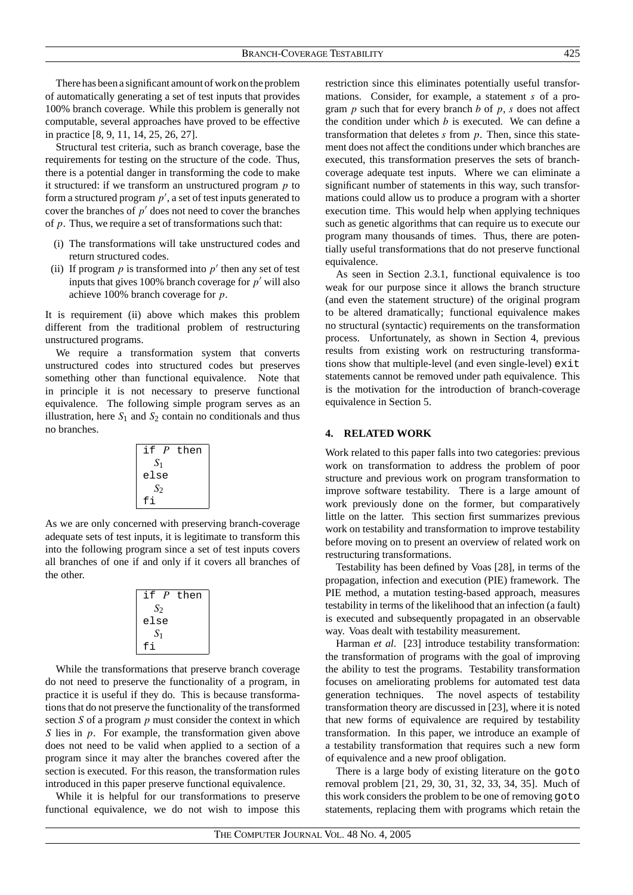There has been a significant amount of work on the problem of automatically generating a set of test inputs that provides 100% branch coverage. While this problem is generally not computable, several approaches have proved to be effective in practice [8, 9, 11, 14, 25, 26, 27].

Structural test criteria, such as branch coverage, base the requirements for testing on the structure of the code. Thus, there is a potential danger in transforming the code to make it structured: if we transform an unstructured program $p$ to form a structured program $p'$, a set of test inputs generated to cover the branches of $p'$ does not need to cover the branches of $p$. Thus, we require a set of transformations such that:

(i) The transformations will take unstructured codes and return structured codes.
(ii) If program $p$ is transformed into $p'$ then any set of test inputs that gives 100% branch coverage for $p'$ will also achieve 100% branch coverage for $p$.

It is requirement (ii) above which makes this problem different from the traditional problem of restructuring unstructured programs.

We require a transformation system that converts unstructured codes into structured codes but preserves something other than functional equivalence. Note that in principle it is not necessary to preserve functional equivalence. The following simple program serves as an illustration, here $S_1$ and $S_2$ contain no conditionals and thus no branches.

```
if P then
  S1
else
  S2
fi
```

As we are only concerned with preserving branch-coverage adequate sets of test inputs, it is legitimate to transform this into the following program since a set of test inputs covers all branches of one if and only if it covers all branches of the other.

```
if P then
  S2
else
  S1
fi
```

While the transformations that preserve branch coverage do not need to preserve the functionality of a program, in practice it is useful if they do. This is because transformations that do not preserve the functionality of the transformed section $S$ of a program $p$ must consider the context in which $S$ lies in $p$. For example, the transformation given above does not need to be valid when applied to a section of a program since it may alter the branches covered after the section is executed. For this reason, the transformation rules introduced in this paper preserve functional equivalence.

While it is helpful for our transformations to preserve functional equivalence, we do not wish to impose this restriction since this eliminates potentially useful transformations. Consider, for example, a statement $s$ of a program $p$ such that for every branch $b$ of $p$, $s$ does not affect the condition under which $b$ is executed. We can define a transformation that deletes $s$ from $p$. Then, since this statement does not affect the conditions under which branches are executed, this transformation preserves the sets of branch-coverage adequate test inputs. Where we can eliminate a significant number of statements in this way, such transformations could allow us to produce a program with a shorter execution time. This would help when applying techniques such as genetic algorithms that can require us to execute our program many thousands of times. Thus, there are potentially useful transformations that do not preserve functional equivalence.

As seen in Section 2.3.1, functional equivalence is too weak for our purpose since it allows the branch structure (and even the statement structure) of the original program to be altered dramatically; functional equivalence makes no structural (syntactic) requirements on the transformation process. Unfortunately, as shown in Section 4, previous results from existing work on restructuring transformations show that multiple-level (and even single-level) `exit` statements cannot be removed under path equivalence. This is the motivation for the introduction of branch-coverage equivalence in Section 5.

## 4. RELATED WORK

Work related to this paper falls into two categories: previous work on transformation to address the problem of poor structure and previous work on program transformation to improve software testability. There is a large amount of work previously done on the former, but comparatively little on the latter. This section first summarizes previous work on testability and transformation to improve testability before moving on to present an overview of related work on restructuring transformations.

Testability has been defined by Voas [28], in terms of the propagation, infection and execution (PIE) framework. The PIE method, a mutation testing-based approach, measures testability in terms of the likelihood that an infection (a fault) is executed and subsequently propagated in an observable way. Voas dealt with testability measurement.

Harman *et al*. [23] introduce testability transformation: the transformation of programs with the goal of improving the ability to test the programs. Testability transformation focuses on ameliorating problems for automated test data generation techniques. The novel aspects of testability transformation theory are discussed in [23], where it is noted that new forms of equivalence are required by testability transformation. In this paper, we introduce an example of a testability transformation that requires such a new form of equivalence and a new proof obligation.

There is a large body of existing literature on the `goto` removal problem [21, 29, 30, 31, 32, 33, 34, 35]. Much of this work considers the problem to be one of removing `goto` statements, replacing them with programs which retain the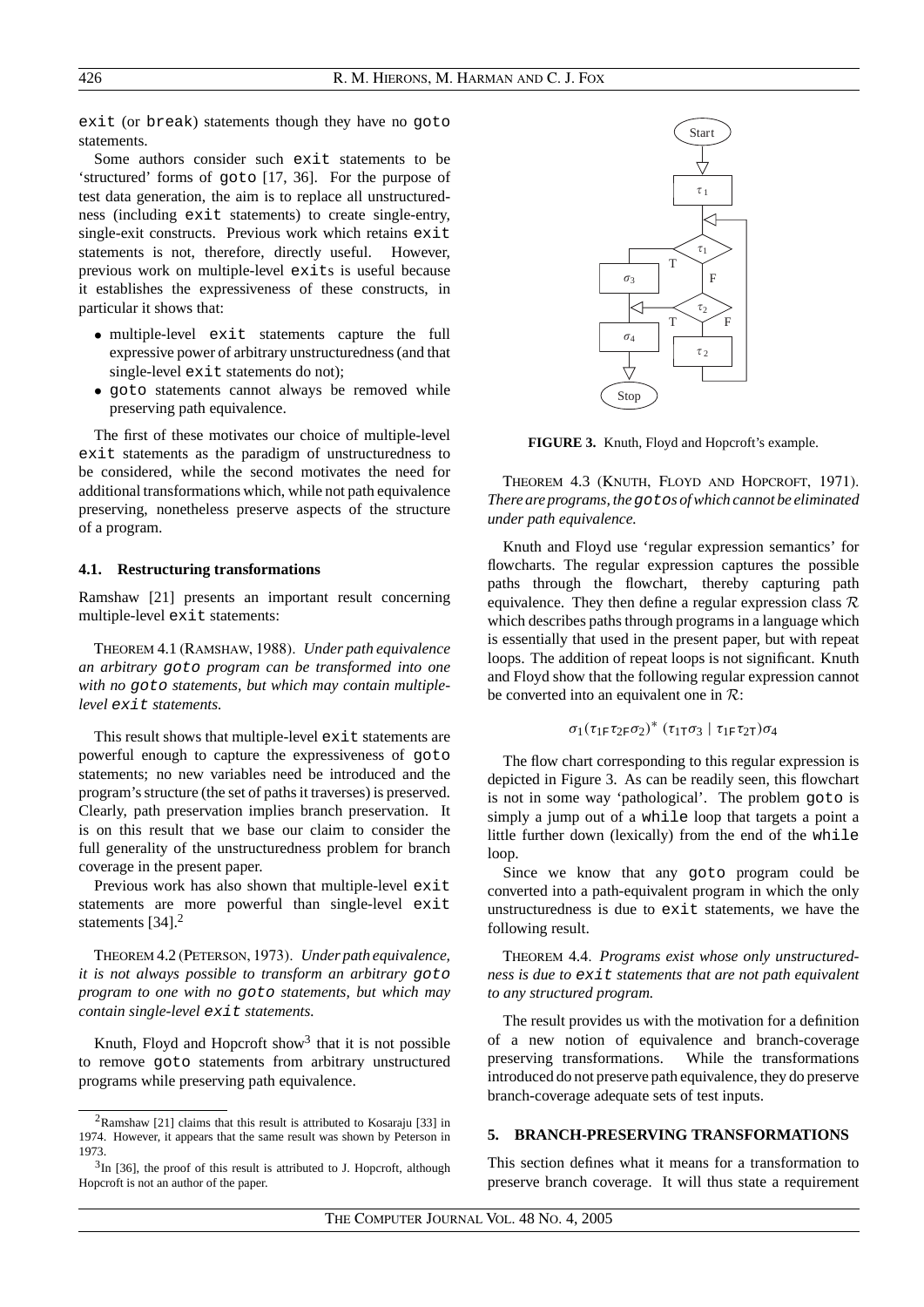exit (or break) statements though they have no goto statements.

Some authors consider such exit statements to be 'structured' forms of goto [17, 36]. For the purpose of test data generation, the aim is to replace all unstructuredness (including exit statements) to create single-entry, single-exit constructs. Previous work which retains exit statements is not, therefore, directly useful. However, previous work on multiple-level exits is useful because it establishes the expressiveness of these constructs, in particular it shows that:

- multiple-level exit statements capture the full expressive power of arbitrary unstructuredness (and that single-level exit statements do not);
- goto statements cannot always be removed while preserving path equivalence.

The first of these motivates our choice of multiple-level exit statements as the paradigm of unstructuredness to be considered, while the second motivates the need for additional transformations which, while not path equivalence preserving, nonetheless preserve aspects of the structure of a program.

### 4.1. Restructuring transformations

Ramshaw [21] presents an important result concerning multiple-level exit statements:

THEOREM 4.1 (RAMSHAW, 1988). *Under path equivalence an arbitrary goto program can be transformed into one with no goto statements, but which may contain multiple-level exit statements.*

This result shows that multiple-level exit statements are powerful enough to capture the expressiveness of goto statements; no new variables need be introduced and the program's structure (the set of paths it traverses) is preserved. Clearly, path preservation implies branch preservation. It is on this result that we base our claim to consider the full generality of the unstructuredness problem for branch coverage in the present paper.

Previous work has also shown that multiple-level exit statements are more powerful than single-level exit statements [34].[2]

THEOREM 4.2 (PETERSON, 1973). *Under path equivalence, it is not always possible to transform an arbitrary goto program to one with no goto statements, but which may contain single-level exit statements.*

Knuth, Floyd and Hopcroft show[3] that it is not possible to remove goto statements from arbitrary unstructured programs while preserving path equivalence.

[2] Ramshaw [21] claims that this result is attributed to Kosaraju [33] in 1974. However, it appears that the same result was shown by Peterson in 1973.

[3] In [36], the proof of this result is attributed to J. Hopcroft, although Hopcroft is not an author of the paper.

**FIGURE 3.** Knuth, Floyd and Hopcroft's example.

THEOREM 4.3 (KNUTH, FLOYD AND HOPCROFT, 1971). *There are programs, the gotos of which cannot be eliminated under path equivalence.*

Knuth and Floyd use 'regular expression semantics' for flowcharts. The regular expression captures the possible paths through the flowchart, thereby capturing path equivalence. They then define a regular expression class $\mathcal{R}$ which describes paths through programs in a language which is essentially that used in the present paper, but with repeat loops. The addition of repeat loops is not significant. Knuth and Floyd show that the following regular expression cannot be converted into an equivalent one in $\mathcal{R}$:

$$\sigma_1(\tau_{1\mathsf{F}}\tau_{2\mathsf{F}}\sigma_2)^*\ (\tau_{1\mathsf{T}}\sigma_3 \mid \tau_{1\mathsf{F}}\tau_{2\mathsf{T}})\sigma_4$$

The flow chart corresponding to this regular expression is depicted in Figure 3. As can be readily seen, this flowchart is not in some way 'pathological'. The problem goto is simply a jump out of a while loop that targets a point a little further down (lexically) from the end of the while loop.

Since we know that any goto program could be converted into a path-equivalent program in which the only unstructuredness is due to exit statements, we have the following result.

THEOREM 4.4. *Programs exist whose only unstructuredness is due to exit statements that are not path equivalent to any structured program.*

The result provides us with the motivation for a definition of a new notion of equivalence and branch-coverage preserving transformations. While the transformations introduced do not preserve path equivalence, they do preserve branch-coverage adequate sets of test inputs.

## 5. BRANCH-PRESERVING TRANSFORMATIONS

This section defines what it means for a transformation to preserve branch coverage. It will thus state a requirement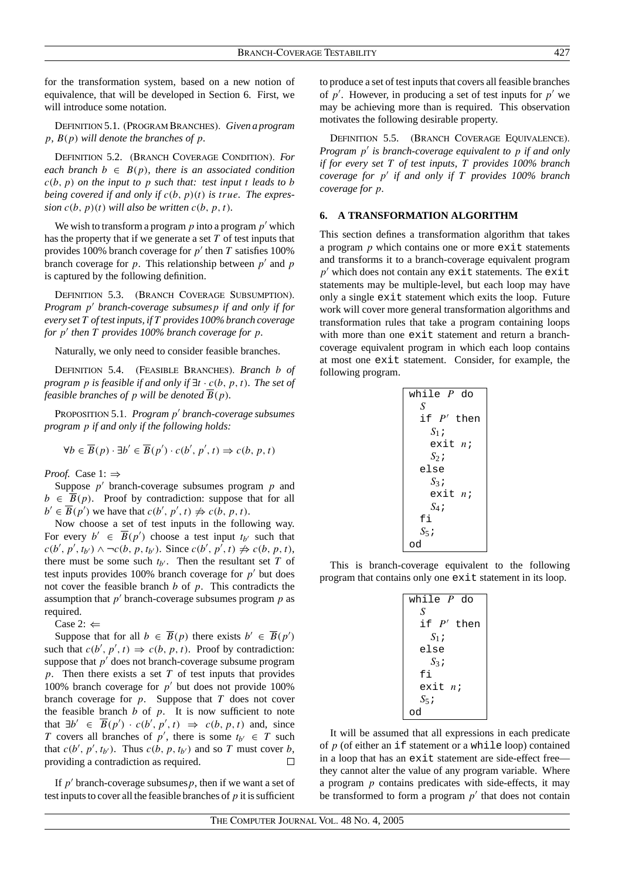for the transformation system, based on a new notion of equivalence, that will be developed in Section 6. First, we will introduce some notation.

DEFINITION 5.1. (PROGRAM BRANCHES). *Given a program $p$, $B(p)$ will denote the branches of $p$.*

DEFINITION 5.2. (BRANCH COVERAGE CONDITION). *For each branch $b \in B(p)$, there is an associated condition $c(b, p)$ on the input to $p$ such that: test input $t$ leads to $b$ being covered if and only if $c(b, p)(t)$ is $true$. The expression $c(b, p)(t)$ will also be written $c(b, p, t)$.*

We wish to transform a program $p$ into a program $p'$ which has the property that if we generate a set $T$ of test inputs that provides 100% branch coverage for $p'$ then $T$ satisfies 100% branch coverage for $p$. This relationship between $p'$ and $p$ is captured by the following definition.

DEFINITION 5.3. (BRANCH COVERAGE SUBSUMPTION). *Program $p'$ branch-coverage subsumes $p$ if and only if for every set $T$ of test inputs, if $T$ provides 100% branch coverage for $p'$ then $T$ provides 100% branch coverage for $p$.*

Naturally, we only need to consider feasible branches.

DEFINITION 5.4. (FEASIBLE BRANCHES). *Branch $b$ of program $p$ is feasible if and only if $\exists t \cdot c(b, p, t)$. The set of feasible branches of $p$ will be denoted $\overline{B}(p)$.*

PROPOSITION 5.1. *Program $p'$ branch-coverage subsumes program $p$ if and only if the following holds:*

$$\forall b \in \overline{B}(p) \cdot \exists b' \in \overline{B}(p') \cdot c(b', p', t) \Rightarrow c(b, p, t)$$

*Proof.* Case 1: $\Rightarrow$

Suppose $p'$ branch-coverage subsumes program $p$ and $b \in \overline{B}(p)$. Proof by contradiction: suppose that for all $b' \in \overline{B}(p')$ we have that $c(b', p', t) \not\Rightarrow c(b, p, t)$.

Now choose a set of test inputs in the following way. For every $b' \in \overline{B}(p')$ choose a test input $t_{b'}$ such that $c(b', p', t_{b'}) \wedge \neg c(b, p, t_{b'})$. Since $c(b', p', t) \not\Rightarrow c(b, p, t)$, there must be some such $t_{b'}$. Then the resultant set $T$ of test inputs provides 100% branch coverage for $p'$ but does not cover the feasible branch $b$ of $p$. This contradicts the assumption that $p'$ branch-coverage subsumes program $p$ as required.

Case 2: $\Leftarrow$

Suppose that for all $b \in \overline{B}(p)$ there exists $b' \in \overline{B}(p')$ such that $c(b', p', t) \Rightarrow c(b, p, t)$. Proof by contradiction: suppose that $p'$ does not branch-coverage subsume program $p$. Then there exists a set $T$ of test inputs that provides 100% branch coverage for $p'$ but does not provide 100% branch coverage for $p$. Suppose that $T$ does not cover the feasible branch $b$ of $p$. It is now sufficient to note that $\exists b' \in \overline{B}(p') \cdot c(b', p', t) \Rightarrow c(b, p, t)$ and, since $T$ covers all branches of $p'$, there is some $t_{b'} \in T$ such that $c(b', p', t_{b'})$. Thus $c(b, p, t_{b'})$ and so $T$ must cover $b$, providing a contradiction as required. □

If $p'$ branch-coverage subsumes $p$, then if we want a set of test inputs to cover all the feasible branches of $p$ it is sufficient to produce a set of test inputs that covers all feasible branches of $p'$. However, in producing a set of test inputs for $p'$ we may be achieving more than is required. This observation motivates the following desirable property.

DEFINITION 5.5. (BRANCH COVERAGE EQUIVALENCE). *Program $p'$ is branch-coverage equivalent to $p$ if and only if for every set $T$ of test inputs, $T$ provides 100% branch coverage for $p'$ if and only if $T$ provides 100% branch coverage for $p$.*

## 6. A TRANSFORMATION ALGORITHM

This section defines a transformation algorithm that takes a program $p$ which contains one or more `exit` statements and transforms it to a branch-coverage equivalent program $p'$ which does not contain any `exit` statements. The `exit` statements may be multiple-level, but each loop may have only a single `exit` statement which exits the loop. Future work will cover more general transformation algorithms and transformation rules that take a program containing loops with more than one `exit` statement and return a branch-coverage equivalent program in which each loop contains at most one `exit` statement. Consider, for example, the following program.

```
while P do
  S
  if P' then
    S1;
    exit n;
    S2;
  else
    S3;
    exit n;
    S4;
  fi
  S5;
od
```

This is branch-coverage equivalent to the following program that contains only one `exit` statement in its loop.

```
while P do
  S
  if P' then
    S1;
  else
    S3;
  fi
  exit n;
  S5;
od
```

It will be assumed that all expressions in each predicate of $p$ (of either an `if` statement or a `while` loop) contained in a loop that has an `exit` statement are side-effect free—they cannot alter the value of any program variable. Where a program $p$ contains predicates with side-effects, it may be transformed to form a program $p'$ that does not contain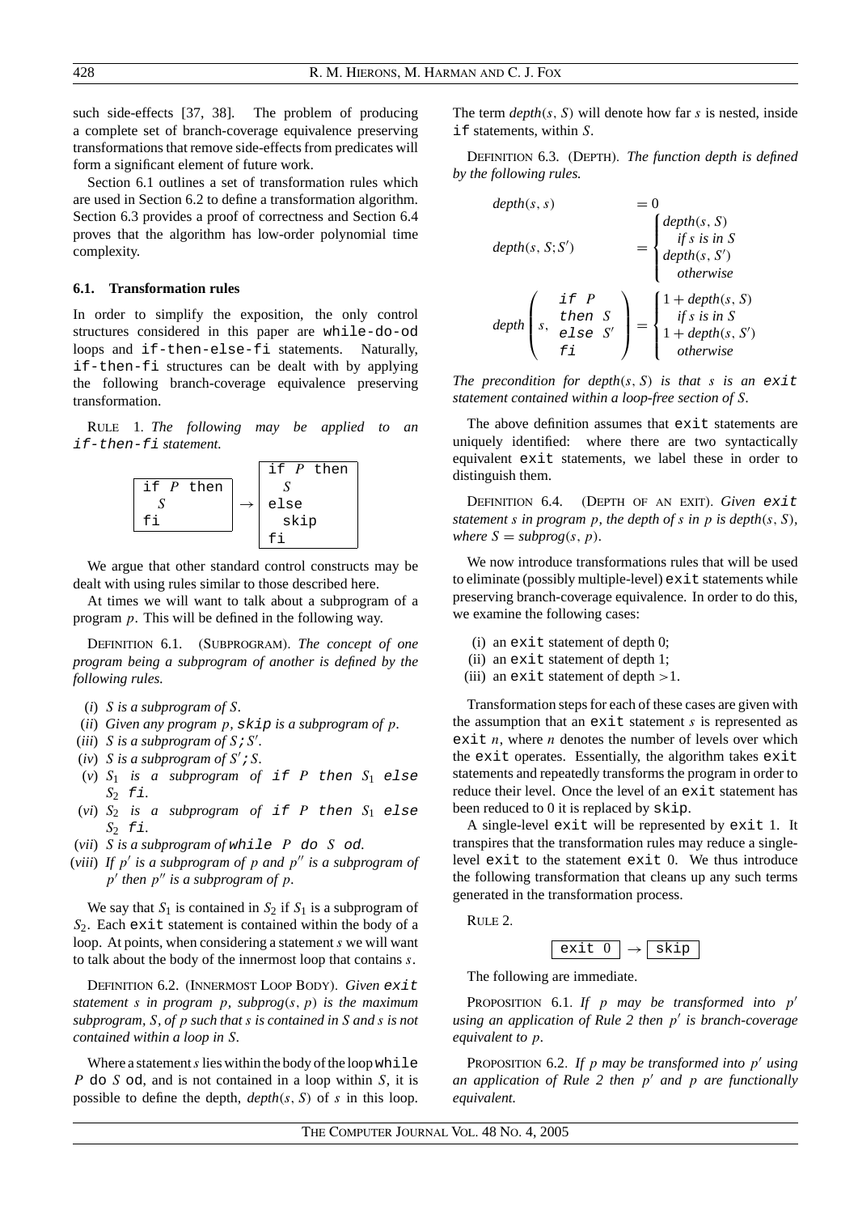such side-effects [37, 38]. The problem of producing a complete set of branch-coverage equivalence preserving transformations that remove side-effects from predicates will form a significant element of future work.

Section 6.1 outlines a set of transformation rules which are used in Section 6.2 to define a transformation algorithm. Section 6.3 provides a proof of correctness and Section 6.4 proves that the algorithm has low-order polynomial time complexity.

### 6.1. Transformation rules

In order to simplify the exposition, the only control structures considered in this paper are `while-do-od` loops and `if-then-else-fi` statements. Naturally, `if-then-fi` structures can be dealt with by applying the following branch-coverage equivalence preserving transformation.

RULE 1. *The following may be applied to an* `if-then-fi` *statement.*

```
if P then          if P then
  S          →       S
fi                 else
                     skip
                   fi
```

We argue that other standard control constructs may be dealt with using rules similar to those described here.

At times we will want to talk about a subprogram of a program $p$. This will be defined in the following way.

DEFINITION 6.1. (SUBPROGRAM). *The concept of one program being a subprogram of another is defined by the following rules.*

- (*i*) *$S$ is a subprogram of $S$.*
- (*ii*) *Given any program $p$,* `skip` *is a subprogram of $p$.*
- (*iii*) *$S$ is a subprogram of $S;S'$.*
- (*iv*) *$S$ is a subprogram of $S';S$.*
- (*v*) *$S_1$ is a subprogram of* `if` *$P$* `then` *$S_1$* `else` *$S_2$* `fi`*.*
- (*vi*) *$S_2$ is a subprogram of* `if` *$P$* `then` *$S_1$* `else` *$S_2$* `fi`*.*
- (*vii*) *$S$ is a subprogram of* `while` *$P$* `do` *$S$* `od`*.*
- (*viii*) *If $p'$ is a subprogram of $p$ and $p''$ is a subprogram of $p'$ then $p''$ is a subprogram of $p$.*

We say that $S_1$ is contained in $S_2$ if $S_1$ is a subprogram of $S_2$. Each `exit` statement is contained within the body of a loop. At points, when considering a statement $s$ we will want to talk about the body of the innermost loop that contains $s$.

DEFINITION 6.2. (INNERMOST LOOP BODY). *Given* `exit` *statement $s$ in program $p$, $subprog(s, p)$ is the maximum subprogram, $S$, of $p$ such that $s$ is contained in $S$ and $s$ is not contained within a loop in $S$.*

Where a statement $s$ lies within the body of the loop `while` $P$ `do` $S$ `od`, and is not contained in a loop within $S$, it is possible to define the depth, $depth(s, S)$ of $s$ in this loop. The term $depth(s, S)$ will denote how far $s$ is nested, inside `if` statements, within $S$.

DEFINITION 6.3. (DEPTH). *The function depth is defined by the following rules.*

$$depth(s, s) = 0$$

$$depth(s, S;S') = \begin{cases} depth(s, S) & \text{if } s \text{ is in } S \\ depth(s, S') & \text{otherwise} \end{cases}$$

$$depth\left(s, \begin{array}{l} \texttt{if } P \\ \texttt{then } S \\ \texttt{else } S' \\ \texttt{fi} \end{array}\right) = \begin{cases} 1 + depth(s, S) & \text{if } s \text{ is in } S \\ 1 + depth(s, S') & \text{otherwise} \end{cases}$$

*The precondition for $depth(s, S)$ is that $s$ is an* `exit` *statement contained within a loop-free section of $S$.*

The above definition assumes that `exit` statements are uniquely identified: where there are two syntactically equivalent `exit` statements, we label these in order to distinguish them.

DEFINITION 6.4. (DEPTH OF AN EXIT). *Given* `exit` *statement $s$ in program $p$, the depth of $s$ in $p$ is $depth(s, S)$, where $S = subprog(s, p)$.*

We now introduce transformations rules that will be used to eliminate (possibly multiple-level) `exit` statements while preserving branch-coverage equivalence. In order to do this, we examine the following cases:

- (i) an `exit` statement of depth 0;
- (ii) an `exit` statement of depth 1;
- (iii) an `exit` statement of depth $>1$.

Transformation steps for each of these cases are given with the assumption that an `exit` statement $s$ is represented as `exit` $n$, where $n$ denotes the number of levels over which the `exit` operates. Essentially, the algorithm takes `exit` statements and repeatedly transforms the program in order to reduce their level. Once the level of an `exit` statement has been reduced to 0 it is replaced by `skip`.

A single-level `exit` will be represented by `exit 1`. It transpires that the transformation rules may reduce a single-level `exit` to the statement `exit 0`. We thus introduce the following transformation that cleans up any such terms generated in the transformation process.

RULE 2.

```
exit 0  →  skip
```

The following are immediate.

PROPOSITION 6.1. *If $p$ may be transformed into $p'$ using an application of Rule 2 then $p'$ is branch-coverage equivalent to $p$.*

PROPOSITION 6.2. *If $p$ may be transformed into $p'$ using an application of Rule 2 then $p'$ and $p$ are functionally equivalent.*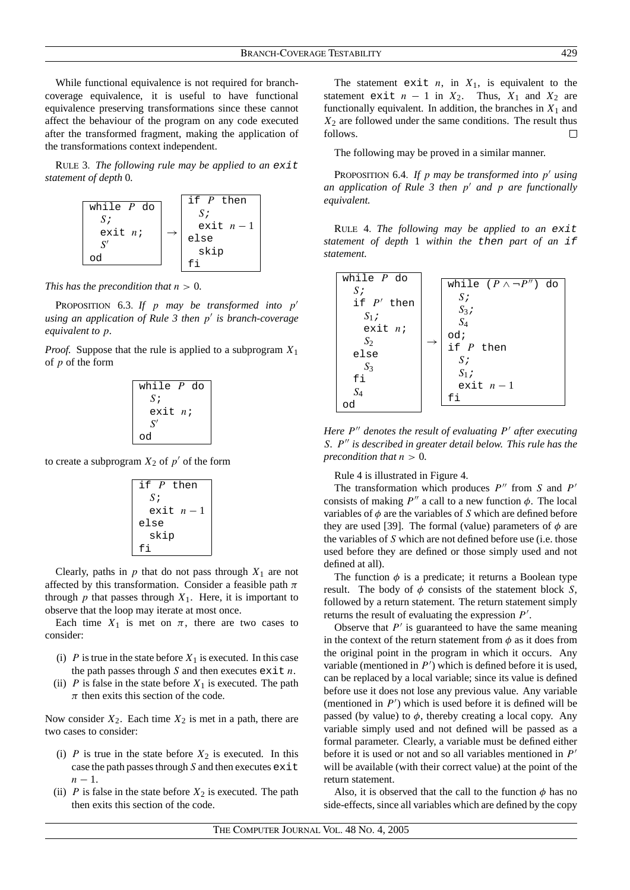While functional equivalence is not required for branch-coverage equivalence, it is useful to have functional equivalence preserving transformations since these cannot affect the behaviour of the program on any code executed after the transformed fragment, making the application of the transformations context independent.

RULE 3. *The following rule may be applied to an* `exit` *statement of depth* 0*.*

```
while P do          if P then
  S;                  S;
  exit n;      →      exit n − 1
  S'                else
od                    skip
                    fi
```

*This has the precondition that $n > 0$.*

PROPOSITION 6.3. *If $p$ may be transformed into $p'$ using an application of Rule 3 then $p'$ is branch-coverage equivalent to $p$.*

*Proof.* Suppose that the rule is applied to a subprogram $X_1$ of $p$ of the form

```
while P do
  S;
  exit n;
  S'
od
```

to create a subprogram $X_2$ of $p'$ of the form

```
if P then
  S;
  exit n − 1
else
  skip
fi
```

Clearly, paths in $p$ that do not pass through $X_1$ are not affected by this transformation. Consider a feasible path $\pi$ through $p$ that passes through $X_1$. Here, it is important to observe that the loop may iterate at most once.

Each time $X_1$ is met on $\pi$, there are two cases to consider:

- (i) $P$ is true in the state before $X_1$ is executed. In this case the path passes through $S$ and then executes `exit` $n$.
- (ii) $P$ is false in the state before $X_1$ is executed. The path $\pi$ then exits this section of the code.

Now consider $X_2$. Each time $X_2$ is met in a path, there are two cases to consider:

- (i) $P$ is true in the state before $X_2$ is executed. In this case the path passes through $S$ and then executes `exit` $n - 1$.
- (ii) $P$ is false in the state before $X_2$ is executed. The path then exits this section of the code.

The statement `exit` $n$, in $X_1$, is equivalent to the statement `exit` $n - 1$ in $X_2$. Thus, $X_1$ and $X_2$ are functionally equivalent. In addition, the branches in $X_1$ and $X_2$ are followed under the same conditions. The result thus follows. □

The following may be proved in a similar manner.

PROPOSITION 6.4. *If $p$ may be transformed into $p'$ using an application of Rule 3 then $p'$ and $p$ are functionally equivalent.*

RULE 4. *The following may be applied to an* `exit` *statement of depth* 1 *within the* `then` *part of an* `if` *statement.*

```
while P do               while (P ∧ ¬P'') do
  S;                       S;
  if P' then               S3;
    S1;                    S4
    exit n;                od;
    S2              →      if P then
  else                       S;
    S3                       S1;
  fi                         exit n − 1
  S4                       fi
od
```

*Here $P''$ denotes the result of evaluating $P'$ after executing $S$. $P''$ is described in greater detail below. This rule has the precondition that $n > 0$.*

Rule 4 is illustrated in Figure 4.

The transformation which produces $P''$ from $S$ and $P'$ consists of making $P''$ a call to a new function $\phi$. The local variables of $\phi$ are the variables of $S$ which are defined before they are used [39]. The formal (value) parameters of $\phi$ are the variables of $S$ which are not defined before use (i.e. those used before they are defined or those simply used and not defined at all).

The function $\phi$ is a predicate; it returns a Boolean type result. The body of $\phi$ consists of the statement block $S$, followed by a return statement. The return statement simply returns the result of evaluating the expression $P'$.

Observe that $P'$ is guaranteed to have the same meaning in the context of the return statement from $\phi$ as it does from the original point in the program in which it occurs. Any variable (mentioned in $P'$) which is defined before it is used, can be replaced by a local variable; since its value is defined before use it does not lose any previous value. Any variable (mentioned in $P'$) which is used before it is defined will be passed (by value) to $\phi$, thereby creating a local copy. Any variable simply used and not defined will be passed as a formal parameter. Clearly, a variable must be defined either before it is used or not and so all variables mentioned in $P'$ will be available (with their correct value) at the point of the return statement.

Also, it is observed that the call to the function $\phi$ has no side-effects, since all variables which are defined by the copy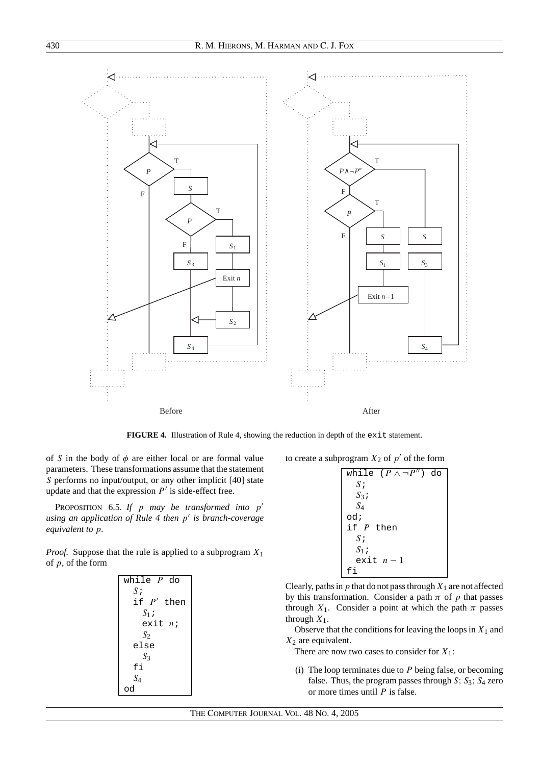**FIGURE 4.** Illustration of Rule 4, showing the reduction in depth of the `exit` statement.

of $S$ in the body of $\phi$ are either local or are formal value parameters. These transformations assume that the statement $S$ performs no input/output, or any other implicit [40] state update and that the expression $P'$ is side-effect free.

PROPOSITION 6.5. *If $p$ may be transformed into $p'$ using an application of Rule 4 then $p'$ is branch-coverage equivalent to $p$.*

*Proof.* Suppose that the rule is applied to a subprogram $X_1$ of $p$, of the form

```
while P do
  S;
  if P' then
    S1;
    exit n;
    S2
  else
    S3
  fi
  S4
od
```

to create a subprogram $X_2$ of $p'$ of the form

```
while (P ∧ ¬P'') do
  S;
  S3;
  S4
od;
if P then
  S;
  S1;
  exit n − 1
fi
```

Clearly, paths in $p$ that do not pass through $X_1$ are not affected by this transformation. Consider a path $\pi$ of $p$ that passes through $X_1$. Consider a point at which the path $\pi$ passes through $X_1$.

Observe that the conditions for leaving the loops in $X_1$ and $X_2$ are equivalent.

There are now two cases to consider for $X_1$:

(i) The loop terminates due to $P$ being false, or becoming false. Thus, the program passes through $S$; $S_3$; $S_4$ zero or more times until $P$ is false.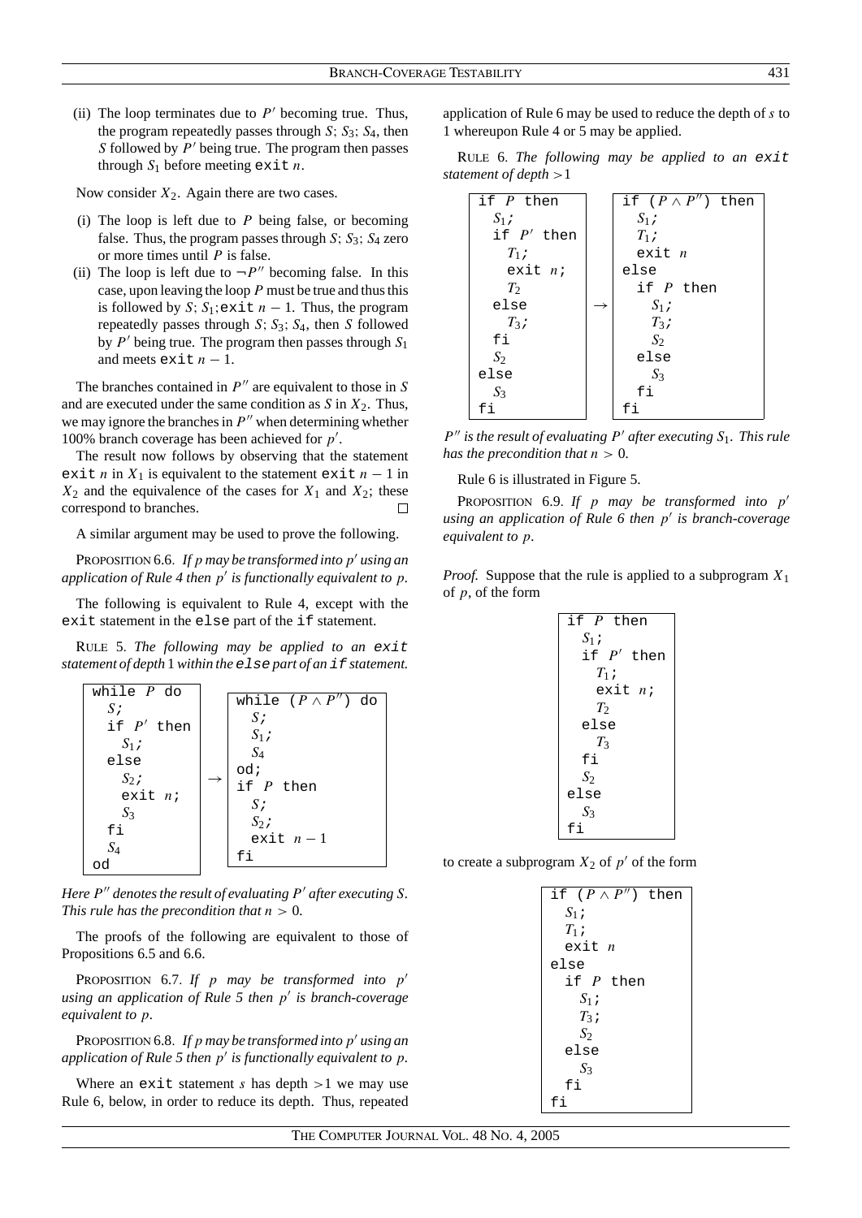(ii) The loop terminates due to $P'$ becoming true. Thus, the program repeatedly passes through $S$; $S_3$; $S_4$, then $S$ followed by $P'$ being true. The program then passes through $S_1$ before meeting `exit` $n$.

Now consider $X_2$. Again there are two cases.

(i) The loop is left due to $P$ being false, or becoming false. Thus, the program passes through $S$; $S_3$; $S_4$ zero or more times until $P$ is false.

(ii) The loop is left due to $\neg P''$ becoming false. In this case, upon leaving the loop $P$ must be true and thus this is followed by $S$; $S_1$;`exit` $n-1$. Thus, the program repeatedly passes through $S$; $S_3$; $S_4$, then $S$ followed by $P'$ being true. The program then passes through $S_1$ and meets `exit` $n-1$.

The branches contained in $P''$ are equivalent to those in $S$ and are executed under the same condition as $S$ in $X_2$. Thus, we may ignore the branches in $P''$ when determining whether 100% branch coverage has been achieved for $p'$.

The result now follows by observing that the statement `exit` $n$ in $X_1$ is equivalent to the statement `exit` $n-1$ in $X_2$ and the equivalence of the cases for $X_1$ and $X_2$; these correspond to branches. □

A similar argument may be used to prove the following.

PROPOSITION 6.6. *If $p$ may be transformed into $p'$ using an application of Rule 4 then $p'$ is functionally equivalent to $p$.*

The following is equivalent to Rule 4, except with the `exit` statement in the `else` part of the `if` statement.

RULE 5. *The following may be applied to an `exit` statement of depth 1 within the `else` part of an `if` statement.*

```
while P do                     while (P ∧ P'') do
  S;                             S;
  if P' then                     S1;
    S1;                          S4
  else                 →       od;
    S2;                        if P then
    exit n;                      S;
    S3                           S2;
  fi                             exit n − 1
  S4                           fi
od
```

*Here $P''$ denotes the result of evaluating $P'$ after executing $S$. This rule has the precondition that $n > 0$.*

The proofs of the following are equivalent to those of Propositions 6.5 and 6.6.

PROPOSITION 6.7. *If $p$ may be transformed into $p'$ using an application of Rule 5 then $p'$ is branch-coverage equivalent to $p$.*

PROPOSITION 6.8. *If $p$ may be transformed into $p'$ using an application of Rule 5 then $p'$ is functionally equivalent to $p$.*

Where an `exit` statement $s$ has depth $>1$ we may use Rule 6, below, in order to reduce its depth. Thus, repeated application of Rule 6 may be used to reduce the depth of $s$ to 1 whereupon Rule 4 or 5 may be applied.

RULE 6. *The following may be applied to an `exit` statement of depth $>1$*

```
if P then                      if (P ∧ P'') then
  S1;                            S1;
  if P' then                     T1;
    T1;                          exit n
    exit n;                    else
    T2                           if P then
  else                 →           S1;
    T3;                            T3;
  fi                               S2
  S2                             else
else                               S3
  S3                             fi
fi                             fi
```

*$P''$ is the result of evaluating $P'$ after executing $S_1$. This rule has the precondition that $n > 0$.*

Rule 6 is illustrated in Figure 5.

PROPOSITION 6.9. *If $p$ may be transformed into $p'$ using an application of Rule 6 then $p'$ is branch-coverage equivalent to $p$.*

*Proof.* Suppose that the rule is applied to a subprogram $X_1$ of $p$, of the form

```
if P then
  S1;
  if P' then
    T1;
    exit n;
    T2
  else
    T3
  fi
  S2
else
  S3
fi
```

to create a subprogram $X_2$ of $p'$ of the form

```
if (P ∧ P'') then
  S1;
  T1;
  exit n
else
  if P then
    S1;
    T3;
    S2
  else
    S3
  fi
fi
```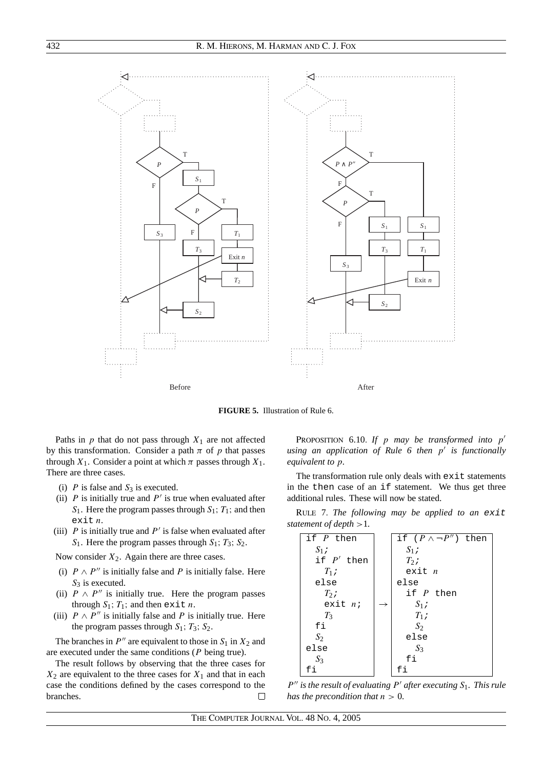Before                                                                 After

**FIGURE 5.** Illustration of Rule 6.

Paths in $p$ that do not pass through $X_1$ are not affected by this transformation. Consider a path $\pi$ of $p$ that passes through $X_1$. Consider a point at which $\pi$ passes through $X_1$. There are three cases.

(i) $P$ is false and $S_3$ is executed.
(ii) $P$ is initially true and $P'$ is true when evaluated after $S_1$. Here the program passes through $S_1$; $T_1$; and then `exit` $n$.
(iii) $P$ is initially true and $P'$ is false when evaluated after $S_1$. Here the program passes through $S_1$; $T_3$; $S_2$.

Now consider $X_2$. Again there are three cases.

(i) $P \wedge P''$ is initially false and $P$ is initially false. Here $S_3$ is executed.
(ii) $P \wedge P''$ is initially true. Here the program passes through $S_1$; $T_1$; and then `exit` $n$.
(iii) $P \wedge P''$ is initially false and $P$ is initially true. Here the program passes through $S_1$; $T_3$; $S_2$.

The branches in $P''$ are equivalent to those in $S_1$ in $X_2$ and are executed under the same conditions ($P$ being true).

The result follows by observing that the three cases for $X_2$ are equivalent to the three cases for $X_1$ and that in each case the conditions defined by the cases correspond to the branches. □

PROPOSITION 6.10. *If $p$ may be transformed into $p'$ using an application of Rule 6 then $p'$ is functionally equivalent to $p$.*

The transformation rule only deals with `exit` statements in the `then` case of an `if` statement. We thus get three additional rules. These will now be stated.

RULE 7. *The following may be applied to an `exit` statement of depth >1.*

```
if P then                        if (P ∧ ¬P'') then
  S1;                              S1;
  if P' then                       T2;
    T1;                            exit n
  else                           else
    T2;               →            if P then
    exit n;                          S1;
    T3                               T1;
  fi                                 S2
  S2                               else
else                                 S3
  S3                               fi
fi                               fi
```

*$P''$ is the result of evaluating $P'$ after executing $S_1$. This rule has the precondition that $n > 0$.*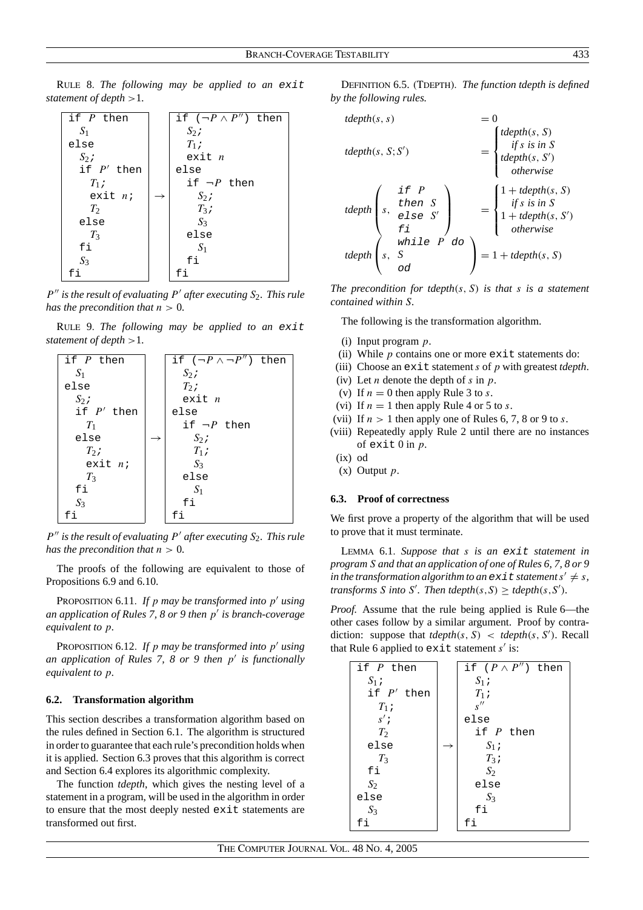RULE 8. *The following may be applied to an* `exit` *statement of depth* >1.

```
if P then              if (¬P ∧ P'') then
  S1                     S2;
else                     T1;
  S2;                    exit n
  if P' then           else
    T1;          →       if ¬P then
    exit n;                S2;
    T2                     T3;
  else                     S3
    T3                   else
  fi                       S1
  S3                     fi
fi                     fi
```

*$P''$ is the result of evaluating $P'$ after executing $S_2$. This rule has the precondition that $n > 0$.*

RULE 9. *The following may be applied to an* `exit` *statement of depth* >1.

```
if P then              if (¬P ∧ ¬P'') then
  S1                     S2;
else                     T2;
  S2;                    exit n
  if P' then           else
    T1                   if ¬P then
  else           →         S2;
    T2;                    T1;
    exit n;                S3
    T3                   else
  fi                       S1
  S3                     fi
fi                     fi
```

*$P''$ is the result of evaluating $P'$ after executing $S_2$. This rule has the precondition that $n > 0$.*

The proofs of the following are equivalent to those of Propositions 6.9 and 6.10.

PROPOSITION 6.11. *If $p$ may be transformed into $p'$ using an application of Rules 7, 8 or 9 then $p'$ is branch-coverage equivalent to $p$.*

PROPOSITION 6.12. *If $p$ may be transformed into $p'$ using an application of Rules 7, 8 or 9 then $p'$ is functionally equivalent to $p$.*

### 6.2. Transformation algorithm

This section describes a transformation algorithm based on the rules defined in Section 6.1. The algorithm is structured in order to guarantee that each rule's precondition holds when it is applied. Section 6.3 proves that this algorithm is correct and Section 6.4 explores its algorithmic complexity.

The function *tdepth*, which gives the nesting level of a statement in a program, will be used in the algorithm in order to ensure that the most deeply nested `exit` statements are transformed out first.

DEFINITION 6.5. (TDEPTH). *The function tdepth is defined by the following rules.*

$$tdepth(s, s) = 0$$

$$tdepth(s, S; S') = \begin{cases} tdepth(s, S) & \text{if } s \text{ is in } S \\ tdepth(s, S') & \text{otherwise} \end{cases}$$

$$tdepth\left(s, \begin{array}{l}\texttt{if } P \\ \texttt{then } S \\ \texttt{else } S' \\ \texttt{fi}\end{array}\right) = \begin{cases} 1 + tdepth(s, S) & \text{if } s \text{ is in } S \\ 1 + tdepth(s, S') & \text{otherwise} \end{cases}$$

$$tdepth\left(s, \begin{array}{l}\texttt{while } P \texttt{ do} \\ S \\ \texttt{od}\end{array}\right) = 1 + tdepth(s, S)$$

*The precondition for $tdepth(s, S)$ is that $s$ is a statement contained within $S$.*

The following is the transformation algorithm.

(i) Input program $p$.
(ii) While $p$ contains one or more `exit` statements do:
(iii) Choose an `exit` statement $s$ of $p$ with greatest *tdepth*.
(iv) Let $n$ denote the depth of $s$ in $p$.
(v) If $n = 0$ then apply Rule 3 to $s$.
(vi) If $n = 1$ then apply Rule 4 or 5 to $s$.
(vii) If $n > 1$ then apply one of Rules 6, 7, 8 or 9 to $s$.
(viii) Repeatedly apply Rule 2 until there are no instances of `exit 0` in $p$.
(ix) od
(x) Output $p$.

### 6.3. Proof of correctness

We first prove a property of the algorithm that will be used to prove that it must terminate.

LEMMA 6.1. *Suppose that $s$ is an* `exit` *statement in program $S$ and that an application of one of Rules 6, 7, 8 or 9 in the transformation algorithm to an* `exit` *statement $s' \neq s$, transforms $S$ into $S'$. Then $tdepth(s, S) \geq tdepth(s, S')$.*

*Proof.* Assume that the rule being applied is Rule 6—the other cases follow by a similar argument. Proof by contradiction: suppose that $tdepth(s, S) < tdepth(s, S')$. Recall that Rule 6 applied to `exit` statement $s'$ is:

```
if P then              if (P ∧ P'') then
  S1;                    S1;
  if P' then             T1;
    T1;                  s''
    s';                else
    T2                   if P then
  else           →         S1;
    T3                     T3;
  fi                       S2
  S2                     else
else                       S3
  S3                     fi
fi                     fi
```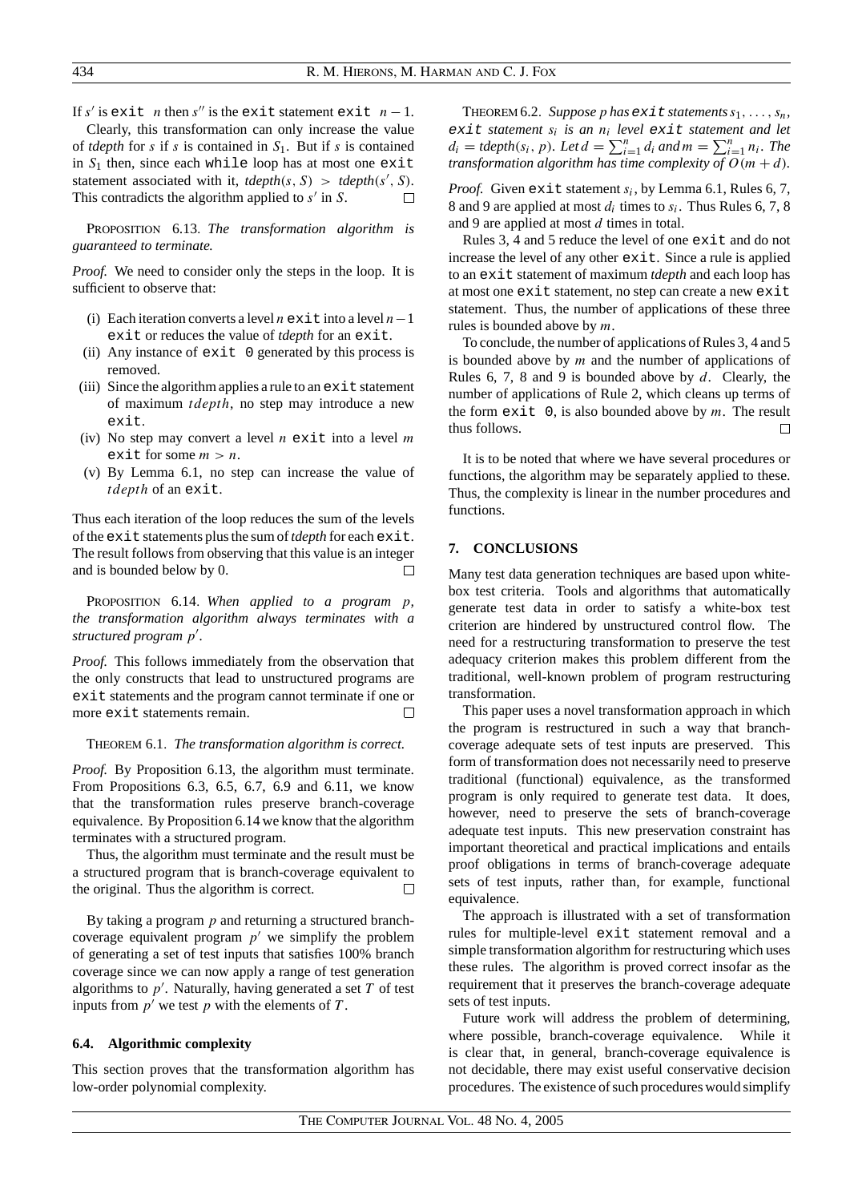If $s'$ is `exit` $n$ then $s''$ is the `exit` statement `exit` $n-1$.

Clearly, this transformation can only increase the value of *tdepth* for $s$ if $s$ is contained in $S_1$. But if $s$ is contained in $S_1$ then, since each `while` loop has at most one `exit` statement associated with it, $tdepth(s, S) > tdepth(s', S)$. This contradicts the algorithm applied to $s'$ in $S$. □

PROPOSITION 6.13. *The transformation algorithm is guaranteed to terminate.*

*Proof.* We need to consider only the steps in the loop. It is sufficient to observe that:

- (i) Each iteration converts a level $n$ `exit` into a level $n-1$ `exit` or reduces the value of *tdepth* for an `exit`.
- (ii) Any instance of `exit 0` generated by this process is removed.
- (iii) Since the algorithm applies a rule to an `exit` statement of maximum *tdepth*, no step may introduce a new `exit`.
- (iv) No step may convert a level $n$ `exit` into a level $m$ `exit` for some $m > n$.
- (v) By Lemma 6.1, no step can increase the value of *tdepth* of an `exit`.

Thus each iteration of the loop reduces the sum of the levels of the `exit` statements plus the sum of *tdepth* for each `exit`. The result follows from observing that this value is an integer and is bounded below by 0. □

PROPOSITION 6.14. *When applied to a program $p$, the transformation algorithm always terminates with a structured program $p'$.*

*Proof.* This follows immediately from the observation that the only constructs that lead to unstructured programs are `exit` statements and the program cannot terminate if one or more `exit` statements remain. □

THEOREM 6.1. *The transformation algorithm is correct.*

*Proof.* By Proposition 6.13, the algorithm must terminate. From Propositions 6.3, 6.5, 6.7, 6.9 and 6.11, we know that the transformation rules preserve branch-coverage equivalence. By Proposition 6.14 we know that the algorithm terminates with a structured program.

Thus, the algorithm must terminate and the result must be a structured program that is branch-coverage equivalent to the original. Thus the algorithm is correct. □

By taking a program $p$ and returning a structured branch-coverage equivalent program $p'$ we simplify the problem of generating a set of test inputs that satisfies 100% branch coverage since we can now apply a range of test generation algorithms to $p'$. Naturally, having generated a set $T$ of test inputs from $p'$ we test $p$ with the elements of $T$.

### 6.4. Algorithmic complexity

This section proves that the transformation algorithm has low-order polynomial complexity.

THEOREM 6.2. *Suppose $p$ has `exit` statements $s_1, \ldots, s_n$, `exit` statement $s_i$ is an $n_i$ level `exit` statement and let $d_i = tdepth(s_i, p)$. Let $d = \sum_{i=1}^{n} d_i$ and $m = \sum_{i=1}^{n} n_i$. The transformation algorithm has time complexity of $O(m + d)$.*

*Proof.* Given `exit` statement $s_i$, by Lemma 6.1, Rules 6, 7, 8 and 9 are applied at most $d_i$ times to $s_i$. Thus Rules 6, 7, 8 and 9 are applied at most $d$ times in total.

Rules 3, 4 and 5 reduce the level of one `exit` and do not increase the level of any other `exit`. Since a rule is applied to an `exit` statement of maximum *tdepth* and each loop has at most one `exit` statement, no step can create a new `exit` statement. Thus, the number of applications of these three rules is bounded above by $m$.

To conclude, the number of applications of Rules 3, 4 and 5 is bounded above by $m$ and the number of applications of Rules 6, 7, 8 and 9 is bounded above by $d$. Clearly, the number of applications of Rule 2, which cleans up terms of the form `exit 0`, is also bounded above by $m$. The result thus follows. □

It is to be noted that where we have several procedures or functions, the algorithm may be separately applied to these. Thus, the complexity is linear in the number procedures and functions.

## 7. CONCLUSIONS

Many test data generation techniques are based upon white-box test criteria. Tools and algorithms that automatically generate test data in order to satisfy a white-box test criterion are hindered by unstructured control flow. The need for a restructuring transformation to preserve the test adequacy criterion makes this problem different from the traditional, well-known problem of program restructuring transformation.

This paper uses a novel transformation approach in which the program is restructured in such a way that branch-coverage adequate sets of test inputs are preserved. This form of transformation does not necessarily need to preserve traditional (functional) equivalence, as the transformed program is only required to generate test data. It does, however, need to preserve the sets of branch-coverage adequate test inputs. This new preservation constraint has important theoretical and practical implications and entails proof obligations in terms of branch-coverage adequate sets of test inputs, rather than, for example, functional equivalence.

The approach is illustrated with a set of transformation rules for multiple-level `exit` statement removal and a simple transformation algorithm for restructuring which uses these rules. The algorithm is proved correct insofar as the requirement that it preserves the branch-coverage adequate sets of test inputs.

Future work will address the problem of determining, where possible, branch-coverage equivalence. While it is clear that, in general, branch-coverage equivalence is not decidable, there may exist useful conservative decision procedures. The existence of such procedures would simplify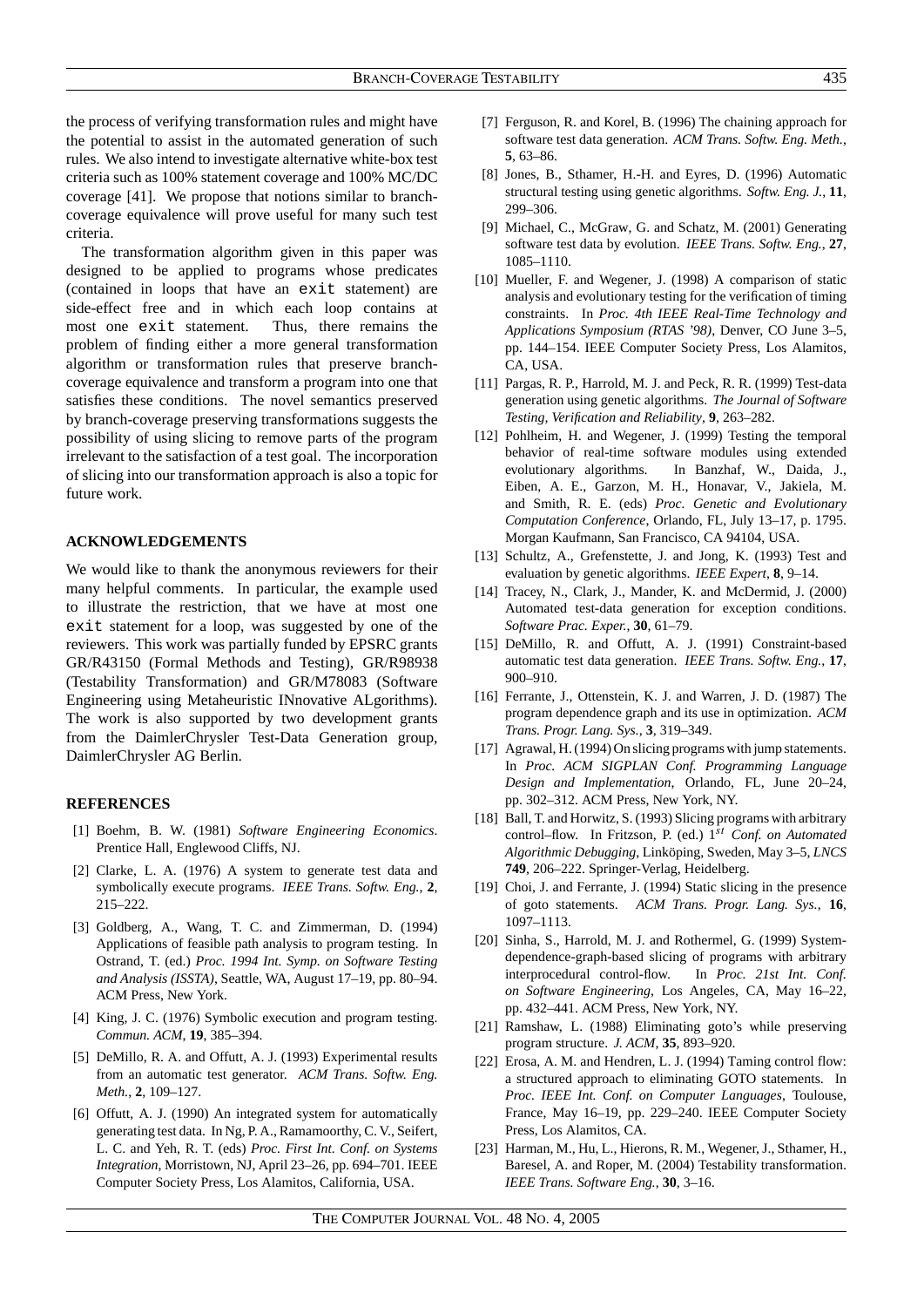the process of verifying transformation rules and might have the potential to assist in the automated generation of such rules. We also intend to investigate alternative white-box test criteria such as 100% statement coverage and 100% MC/DC coverage [41]. We propose that notions similar to branch-coverage equivalence will prove useful for many such test criteria.

The transformation algorithm given in this paper was designed to be applied to programs whose predicates (contained in loops that have an `exit` statement) are side-effect free and in which each loop contains at most one `exit` statement. Thus, there remains the problem of finding either a more general transformation algorithm or transformation rules that preserve branch-coverage equivalence and transform a program into one that satisfies these conditions. The novel semantics preserved by branch-coverage preserving transformations suggests the possibility of using slicing to remove parts of the program irrelevant to the satisfaction of a test goal. The incorporation of slicing into our transformation approach is also a topic for future work.

## ACKNOWLEDGEMENTS

We would like to thank the anonymous reviewers for their many helpful comments. In particular, the example used to illustrate the restriction, that we have at most one `exit` statement for a loop, was suggested by one of the reviewers. This work was partially funded by EPSRC grants GR/R43150 (Formal Methods and Testing), GR/R98938 (Testability Transformation) and GR/M78083 (Software Engineering using Metaheuristic INnovative ALgorithms). The work is also supported by two development grants from the DaimlerChrysler Test-Data Generation group, DaimlerChrysler AG Berlin.

## REFERENCES

[1] Boehm, B. W. (1981) *Software Engineering Economics*. Prentice Hall, Englewood Cliffs, NJ.

[2] Clarke, L. A. (1976) A system to generate test data and symbolically execute programs. *IEEE Trans. Softw. Eng.*, **2**, 215–222.

[3] Goldberg, A., Wang, T. C. and Zimmerman, D. (1994) Applications of feasible path analysis to program testing. In Ostrand, T. (ed.) *Proc. 1994 Int. Symp. on Software Testing and Analysis (ISSTA)*, Seattle, WA, August 17–19, pp. 80–94. ACM Press, New York.

[4] King, J. C. (1976) Symbolic execution and program testing. *Commun. ACM*, **19**, 385–394.

[5] DeMillo, R. A. and Offutt, A. J. (1993) Experimental results from an automatic test generator. *ACM Trans. Softw. Eng. Meth.*, **2**, 109–127.

[6] Offutt, A. J. (1990) An integrated system for automatically generating test data. In Ng, P. A., Ramamoorthy, C. V., Seifert, L. C. and Yeh, R. T. (eds) *Proc. First Int. Conf. on Systems Integration*, Morristown, NJ, April 23–26, pp. 694–701. IEEE Computer Society Press, Los Alamitos, California, USA.

[7] Ferguson, R. and Korel, B. (1996) The chaining approach for software test data generation. *ACM Trans. Softw. Eng. Meth.*, **5**, 63–86.

[8] Jones, B., Sthamer, H.-H. and Eyres, D. (1996) Automatic structural testing using genetic algorithms. *Softw. Eng. J.*, **11**, 299–306.

[9] Michael, C., McGraw, G. and Schatz, M. (2001) Generating software test data by evolution. *IEEE Trans. Softw. Eng.*, **27**, 1085–1110.

[10] Mueller, F. and Wegener, J. (1998) A comparison of static analysis and evolutionary testing for the verification of timing constraints. In *Proc. 4th IEEE Real-Time Technology and Applications Symposium (RTAS '98)*, Denver, CO June 3–5, pp. 144–154. IEEE Computer Society Press, Los Alamitos, CA, USA.

[11] Pargas, R. P., Harrold, M. J. and Peck, R. R. (1999) Test-data generation using genetic algorithms. *The Journal of Software Testing, Verification and Reliability*, **9**, 263–282.

[12] Pohlheim, H. and Wegener, J. (1999) Testing the temporal behavior of real-time software modules using extended evolutionary algorithms. In Banzhaf, W., Daida, J., Eiben, A. E., Garzon, M. H., Honavar, V., Jakiela, M. and Smith, R. E. (eds) *Proc. Genetic and Evolutionary Computation Conference*, Orlando, FL, July 13–17, p. 1795. Morgan Kaufmann, San Francisco, CA 94104, USA.

[13] Schultz, A., Grefenstette, J. and Jong, K. (1993) Test and evaluation by genetic algorithms. *IEEE Expert*, **8**, 9–14.

[14] Tracey, N., Clark, J., Mander, K. and McDermid, J. (2000) Automated test-data generation for exception conditions. *Software Prac. Exper.*, **30**, 61–79.

[15] DeMillo, R. and Offutt, A. J. (1991) Constraint-based automatic test data generation. *IEEE Trans. Softw. Eng.*, **17**, 900–910.

[16] Ferrante, J., Ottenstein, K. J. and Warren, J. D. (1987) The program dependence graph and its use in optimization. *ACM Trans. Progr. Lang. Sys.*, **3**, 319–349.

[17] Agrawal, H. (1994) On slicing programs with jump statements. In *Proc. ACM SIGPLAN Conf. Programming Language Design and Implementation*, Orlando, FL, June 20–24, pp. 302–312. ACM Press, New York, NY.

[18] Ball, T. and Horwitz, S. (1993) Slicing programs with arbitrary control–flow. In Fritzson, P. (ed.) $1^{st}$ *Conf. on Automated Algorithmic Debugging*, Linköping, Sweden, May 3–5, *LNCS* **749**, 206–222. Springer-Verlag, Heidelberg.

[19] Choi, J. and Ferrante, J. (1994) Static slicing in the presence of goto statements. *ACM Trans. Progr. Lang. Sys.*, **16**, 1097–1113.

[20] Sinha, S., Harrold, M. J. and Rothermel, G. (1999) System-dependence-graph-based slicing of programs with arbitrary interprocedural control-flow. In *Proc. 21st Int. Conf. on Software Engineering*, Los Angeles, CA, May 16–22, pp. 432–441. ACM Press, New York, NY.

[21] Ramshaw, L. (1988) Eliminating goto's while preserving program structure. *J. ACM*, **35**, 893–920.

[22] Erosa, A. M. and Hendren, L. J. (1994) Taming control flow: a structured approach to eliminating GOTO statements. In *Proc. IEEE Int. Conf. on Computer Languages*, Toulouse, France, May 16–19, pp. 229–240. IEEE Computer Society Press, Los Alamitos, CA.

[23] Harman, M., Hu, L., Hierons, R. M., Wegener, J., Sthamer, H., Baresel, A. and Roper, M. (2004) Testability transformation. *IEEE Trans. Software Eng.*, **30**, 3–16.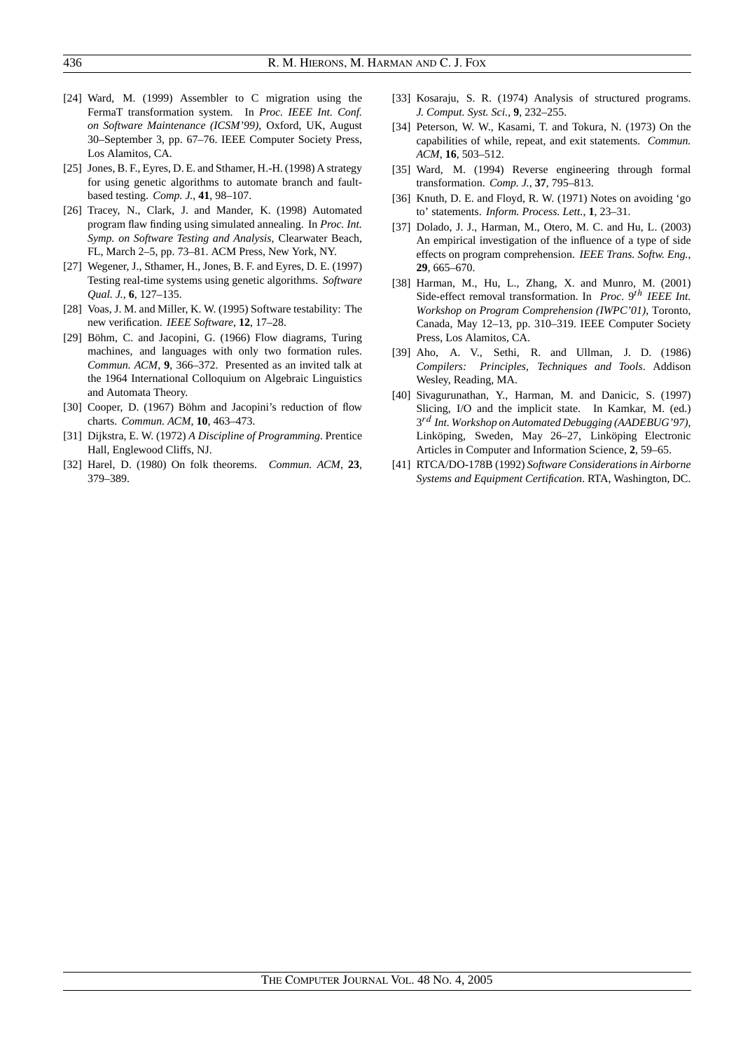[24] Ward, M. (1999) Assembler to C migration using the FermaT transformation system. In *Proc. IEEE Int. Conf. on Software Maintenance (ICSM'99)*, Oxford, UK, August 30–September 3, pp. 67–76. IEEE Computer Society Press, Los Alamitos, CA.

[25] Jones, B. F., Eyres, D. E. and Sthamer, H.-H. (1998) A strategy for using genetic algorithms to automate branch and fault-based testing. *Comp. J.*, **41**, 98–107.

[26] Tracey, N., Clark, J. and Mander, K. (1998) Automated program flaw finding using simulated annealing. In *Proc. Int. Symp. on Software Testing and Analysis*, Clearwater Beach, FL, March 2–5, pp. 73–81. ACM Press, New York, NY.

[27] Wegener, J., Sthamer, H., Jones, B. F. and Eyres, D. E. (1997) Testing real-time systems using genetic algorithms. *Software Qual. J.*, **6**, 127–135.

[28] Voas, J. M. and Miller, K. W. (1995) Software testability: The new verification. *IEEE Software*, **12**, 17–28.

[29] Böhm, C. and Jacopini, G. (1966) Flow diagrams, Turing machines, and languages with only two formation rules. *Commun. ACM*, **9**, 366–372. Presented as an invited talk at the 1964 International Colloquium on Algebraic Linguistics and Automata Theory.

[30] Cooper, D. (1967) Böhm and Jacopini's reduction of flow charts. *Commun. ACM*, **10**, 463–473.

[31] Dijkstra, E. W. (1972) *A Discipline of Programming*. Prentice Hall, Englewood Cliffs, NJ.

[32] Harel, D. (1980) On folk theorems. *Commun. ACM*, **23**, 379–389.

[33] Kosaraju, S. R. (1974) Analysis of structured programs. *J. Comput. Syst. Sci.*, **9**, 232–255.

[34] Peterson, W. W., Kasami, T. and Tokura, N. (1973) On the capabilities of while, repeat, and exit statements. *Commun. ACM*, **16**, 503–512.

[35] Ward, M. (1994) Reverse engineering through formal transformation. *Comp. J.*, **37**, 795–813.

[36] Knuth, D. E. and Floyd, R. W. (1971) Notes on avoiding 'go to' statements. *Inform. Process. Lett.*, **1**, 23–31.

[37] Dolado, J. J., Harman, M., Otero, M. C. and Hu, L. (2003) An empirical investigation of the influence of a type of side effects on program comprehension. *IEEE Trans. Softw. Eng.*, **29**, 665–670.

[38] Harman, M., Hu, L., Zhang, X. and Munro, M. (2001) Side-effect removal transformation. In *Proc. $9^{th}$ IEEE Int. Workshop on Program Comprehension (IWPC'01)*, Toronto, Canada, May 12–13, pp. 310–319. IEEE Computer Society Press, Los Alamitos, CA.

[39] Aho, A. V., Sethi, R. and Ullman, J. D. (1986) *Compilers: Principles, Techniques and Tools*. Addison Wesley, Reading, MA.

[40] Sivagurunathan, Y., Harman, M. and Danicic, S. (1997) Slicing, I/O and the implicit state. In Kamkar, M. (ed.) *$3^{rd}$ Int. Workshop on Automated Debugging (AADEBUG'97)*, Linköping, Sweden, May 26–27, Linköping Electronic Articles in Computer and Information Science, **2**, 59–65.

[41] RTCA/DO-178B (1992) *Software Considerations in Airborne Systems and Equipment Certification*. RTA, Washington, DC.